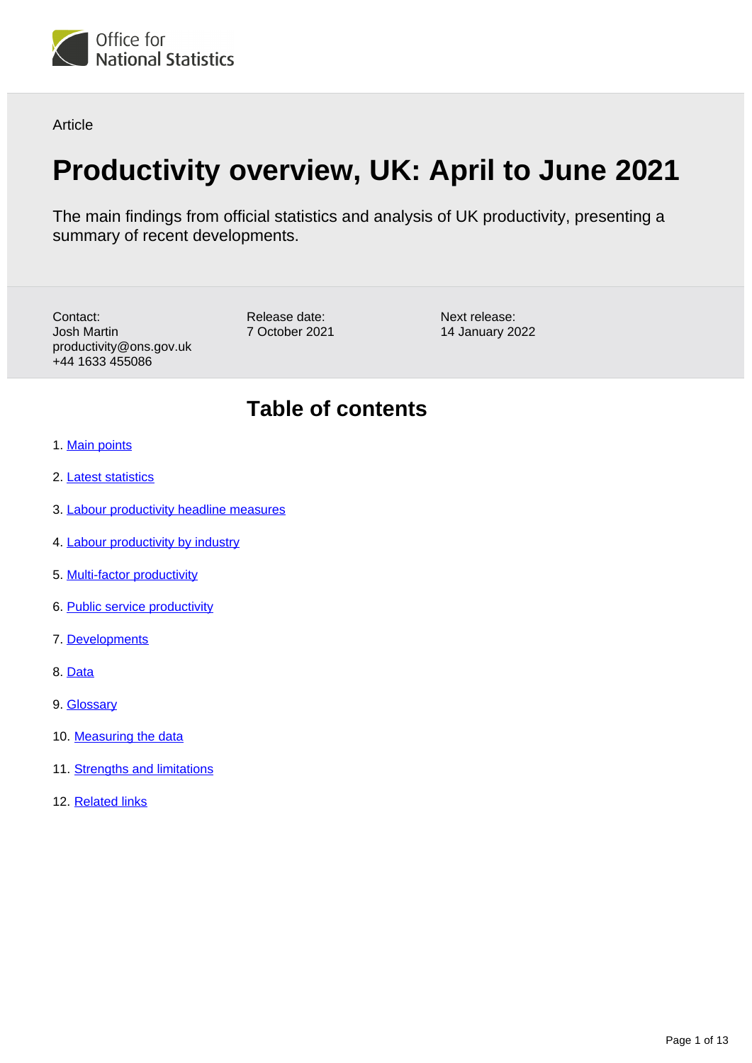Office for National Statistics

Article

# Productivity overview, UK: April to June 2021

The main findings from official statistics and analysis of UK productivity, presenting a summary of recent developments.

Contact:
Josh Martin
productivity@ons.gov.uk
+44 1633 455086

Release date:
7 October 2021

Next release:
14 January 2022

## Table of contents

1. Main points
2. Latest statistics
3. Labour productivity headline measures
4. Labour productivity by industry
5. Multi-factor productivity
6. Public service productivity
7. Developments
8. Data
9. Glossary
10. Measuring the data
11. Strengths and limitations
12. Related links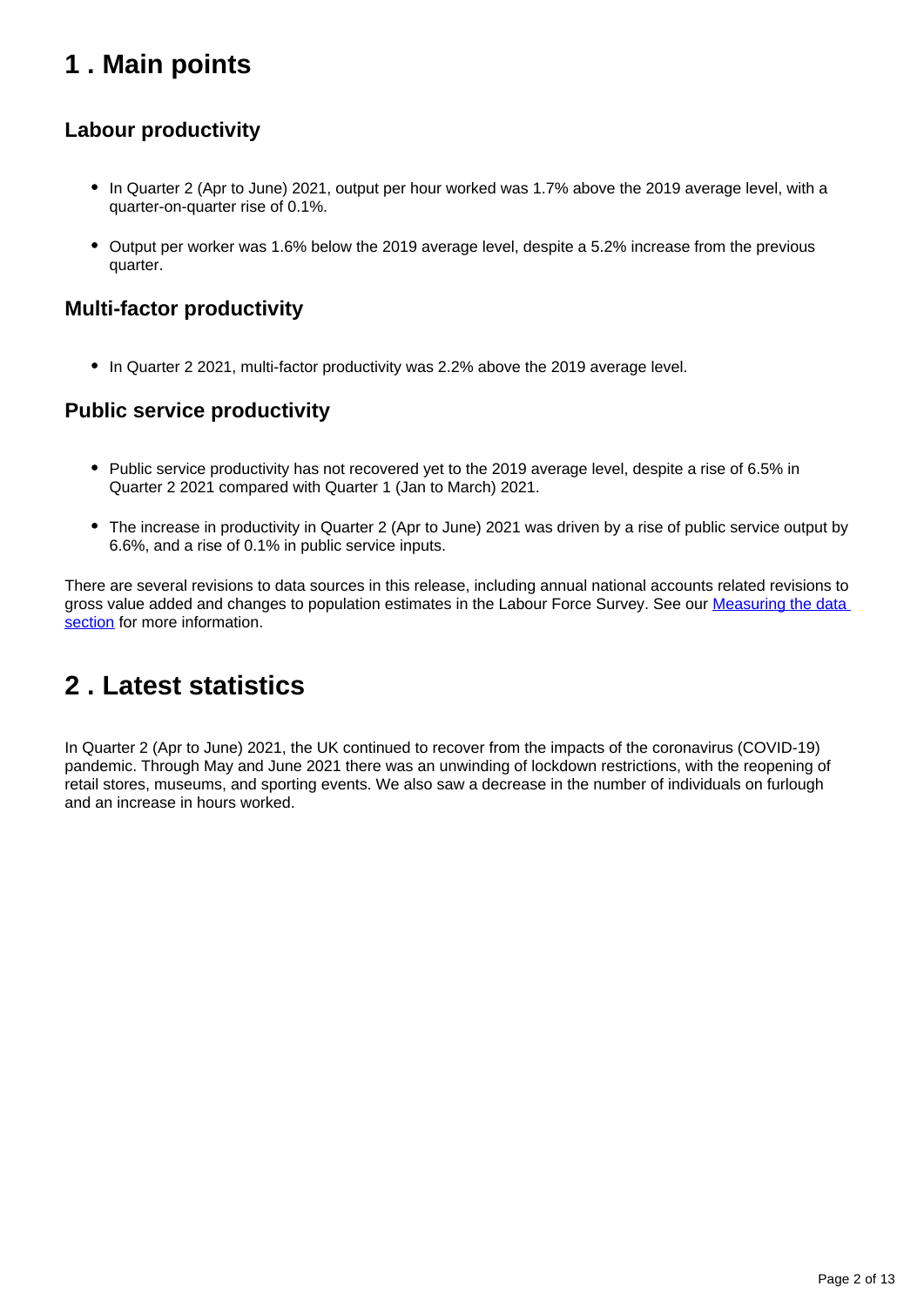## 1 . Main points

### Labour productivity

- In Quarter 2 (Apr to June) 2021, output per hour worked was 1.7% above the 2019 average level, with a quarter-on-quarter rise of 0.1%.
- Output per worker was 1.6% below the 2019 average level, despite a 5.2% increase from the previous quarter.

### Multi-factor productivity

- In Quarter 2 2021, multi-factor productivity was 2.2% above the 2019 average level.

### Public service productivity

- Public service productivity has not recovered yet to the 2019 average level, despite a rise of 6.5% in Quarter 2 2021 compared with Quarter 1 (Jan to March) 2021.
- The increase in productivity in Quarter 2 (Apr to June) 2021 was driven by a rise of public service output by 6.6%, and a rise of 0.1% in public service inputs.

There are several revisions to data sources in this release, including annual national accounts related revisions to gross value added and changes to population estimates in the Labour Force Survey. See our Measuring the data section for more information.

## 2 . Latest statistics

In Quarter 2 (Apr to June) 2021, the UK continued to recover from the impacts of the coronavirus (COVID-19) pandemic. Through May and June 2021 there was an unwinding of lockdown restrictions, with the reopening of retail stores, museums, and sporting events. We also saw a decrease in the number of individuals on furlough and an increase in hours worked.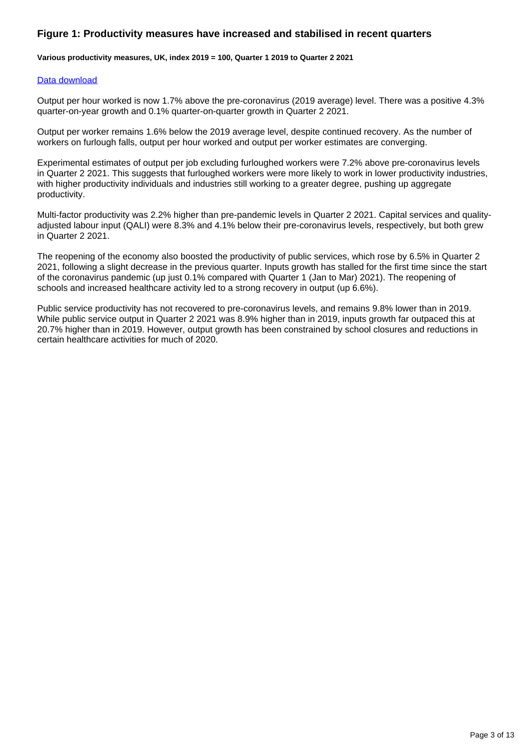### Figure 1: Productivity measures have increased and stabilised in recent quarters

**Various productivity measures, UK, index 2019 = 100, Quarter 1 2019 to Quarter 2 2021**

[Data download]

Output per hour worked is now 1.7% above the pre-coronavirus (2019 average) level. There was a positive 4.3% quarter-on-year growth and 0.1% quarter-on-quarter growth in Quarter 2 2021.

Output per worker remains 1.6% below the 2019 average level, despite continued recovery. As the number of workers on furlough falls, output per hour worked and output per worker estimates are converging.

Experimental estimates of output per job excluding furloughed workers were 7.2% above pre-coronavirus levels in Quarter 2 2021. This suggests that furloughed workers were more likely to work in lower productivity industries, with higher productivity individuals and industries still working to a greater degree, pushing up aggregate productivity.

Multi-factor productivity was 2.2% higher than pre-pandemic levels in Quarter 2 2021. Capital services and quality-adjusted labour input (QALI) were 8.3% and 4.1% below their pre-coronavirus levels, respectively, but both grew in Quarter 2 2021.

The reopening of the economy also boosted the productivity of public services, which rose by 6.5% in Quarter 2 2021, following a slight decrease in the previous quarter. Inputs growth has stalled for the first time since the start of the coronavirus pandemic (up just 0.1% compared with Quarter 1 (Jan to Mar) 2021). The reopening of schools and increased healthcare activity led to a strong recovery in output (up 6.6%).

Public service productivity has not recovered to pre-coronavirus levels, and remains 9.8% lower than in 2019. While public service output in Quarter 2 2021 was 8.9% higher than in 2019, inputs growth far outpaced this at 20.7% higher than in 2019. However, output growth has been constrained by school closures and reductions in certain healthcare activities for much of 2020.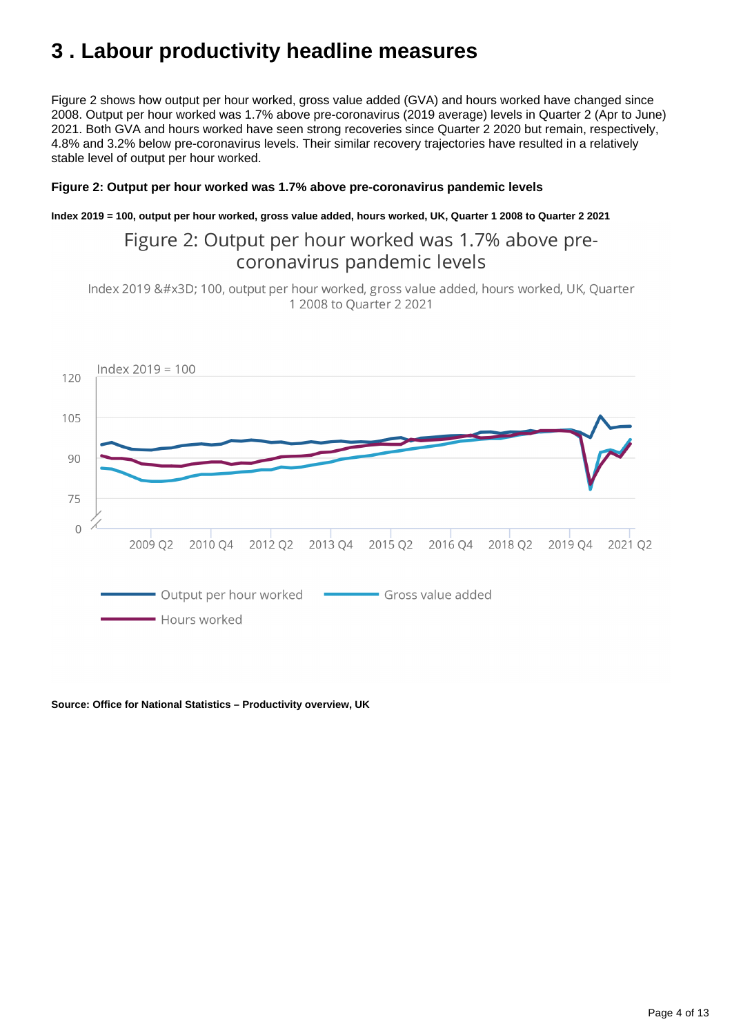# 3 . Labour productivity headline measures

Figure 2 shows how output per hour worked, gross value added (GVA) and hours worked have changed since 2008. Output per hour worked was 1.7% above pre-coronavirus (2019 average) levels in Quarter 2 (Apr to June) 2021. Both GVA and hours worked have seen strong recoveries since Quarter 2 2020 but remain, respectively, 4.8% and 3.2% below pre-coronavirus levels. Their similar recovery trajectories have resulted in a relatively stable level of output per hour worked.

**Figure 2: Output per hour worked was 1.7% above pre-coronavirus pandemic levels**

**Index 2019 = 100, output per hour worked, gross value added, hours worked, UK, Quarter 1 2008 to Quarter 2 2021**

Figure 2: Output per hour worked was 1.7% above pre-coronavirus pandemic levels

Index 2019 &#x3D; 100, output per hour worked, gross value added, hours worked, UK, Quarter 1 2008 to Quarter 2 2021

Index 2019 = 100

120
105
90
75
0

2009 Q2 2010 Q4 2012 Q2 2013 Q4 2015 Q2 2016 Q4 2018 Q2 2019 Q4 2021 Q2

Output per hour worked
Gross value added
Hours worked

**Source: Office for National Statistics – Productivity overview, UK**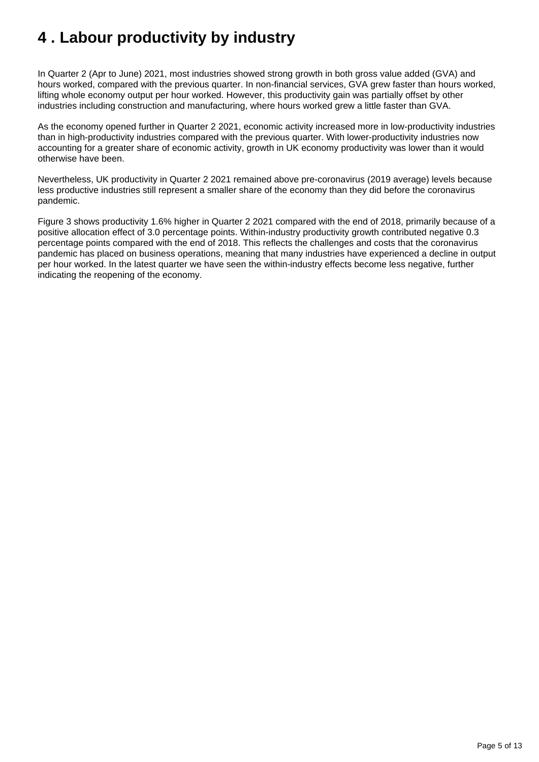# 4 . Labour productivity by industry

In Quarter 2 (Apr to June) 2021, most industries showed strong growth in both gross value added (GVA) and hours worked, compared with the previous quarter. In non-financial services, GVA grew faster than hours worked, lifting whole economy output per hour worked. However, this productivity gain was partially offset by other industries including construction and manufacturing, where hours worked grew a little faster than GVA.

As the economy opened further in Quarter 2 2021, economic activity increased more in low-productivity industries than in high-productivity industries compared with the previous quarter. With lower-productivity industries now accounting for a greater share of economic activity, growth in UK economy productivity was lower than it would otherwise have been.

Nevertheless, UK productivity in Quarter 2 2021 remained above pre-coronavirus (2019 average) levels because less productive industries still represent a smaller share of the economy than they did before the coronavirus pandemic.

Figure 3 shows productivity 1.6% higher in Quarter 2 2021 compared with the end of 2018, primarily because of a positive allocation effect of 3.0 percentage points. Within-industry productivity growth contributed negative 0.3 percentage points compared with the end of 2018. This reflects the challenges and costs that the coronavirus pandemic has placed on business operations, meaning that many industries have experienced a decline in output per hour worked. In the latest quarter we have seen the within-industry effects become less negative, further indicating the reopening of the economy.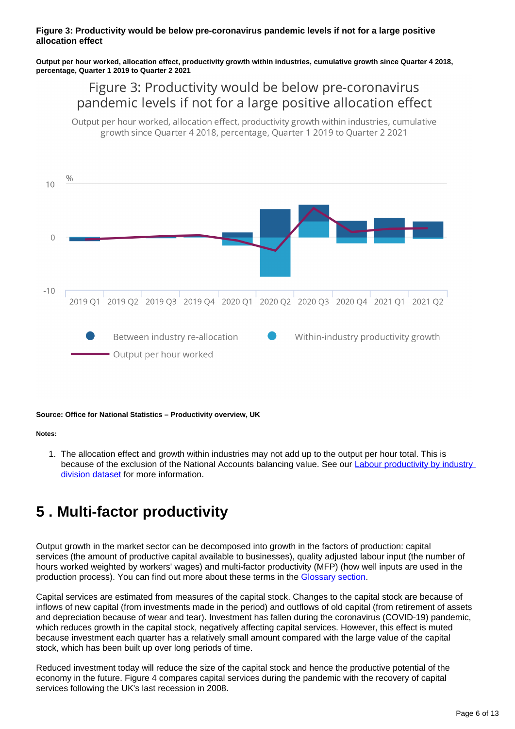**Figure 3: Productivity would be below pre-coronavirus pandemic levels if not for a large positive allocation effect**

**Output per hour worked, allocation effect, productivity growth within industries, cumulative growth since Quarter 4 2018, percentage, Quarter 1 2019 to Quarter 2 2021**

Figure 3: Productivity would be below pre-coronavirus pandemic levels if not for a large positive allocation effect

Output per hour worked, allocation effect, productivity growth within industries, cumulative growth since Quarter 4 2018, percentage, Quarter 1 2019 to Quarter 2 2021

**Source: Office for National Statistics – Productivity overview, UK**

**Notes:**

1. The allocation effect and growth within industries may not add up to the output per hour total. This is because of the exclusion of the National Accounts balancing value. See our Labour productivity by industry division dataset for more information.

# 5 . Multi-factor productivity

Output growth in the market sector can be decomposed into growth in the factors of production: capital services (the amount of productive capital available to businesses), quality adjusted labour input (the number of hours worked weighted by workers' wages) and multi-factor productivity (MFP) (how well inputs are used in the production process). You can find out more about these terms in the Glossary section.

Capital services are estimated from measures of the capital stock. Changes to the capital stock are because of inflows of new capital (from investments made in the period) and outflows of old capital (from retirement of assets and depreciation because of wear and tear). Investment has fallen during the coronavirus (COVID-19) pandemic, which reduces growth in the capital stock, negatively affecting capital services. However, this effect is muted because investment each quarter has a relatively small amount compared with the large value of the capital stock, which has been built up over long periods of time.

Reduced investment today will reduce the size of the capital stock and hence the productive potential of the economy in the future. Figure 4 compares capital services during the pandemic with the recovery of capital services following the UK's last recession in 2008.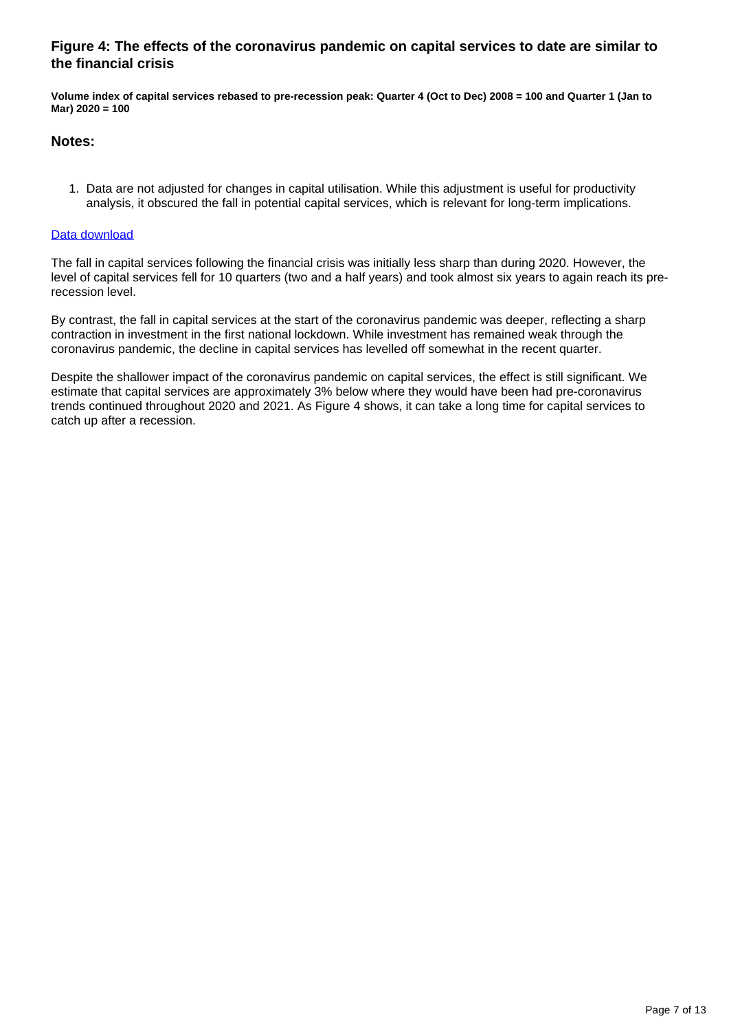### Figure 4: The effects of the coronavirus pandemic on capital services to date are similar to the financial crisis

**Volume index of capital services rebased to pre-recession peak: Quarter 4 (Oct to Dec) 2008 = 100 and Quarter 1 (Jan to Mar) 2020 = 100**

### Notes:

1. Data are not adjusted for changes in capital utilisation. While this adjustment is useful for productivity analysis, it obscured the fall in potential capital services, which is relevant for long-term implications.

[Data download]

The fall in capital services following the financial crisis was initially less sharp than during 2020. However, the level of capital services fell for 10 quarters (two and a half years) and took almost six years to again reach its pre-recession level.

By contrast, the fall in capital services at the start of the coronavirus pandemic was deeper, reflecting a sharp contraction in investment in the first national lockdown. While investment has remained weak through the coronavirus pandemic, the decline in capital services has levelled off somewhat in the recent quarter.

Despite the shallower impact of the coronavirus pandemic on capital services, the effect is still significant. We estimate that capital services are approximately 3% below where they would have been had pre-coronavirus trends continued throughout 2020 and 2021. As Figure 4 shows, it can take a long time for capital services to catch up after a recession.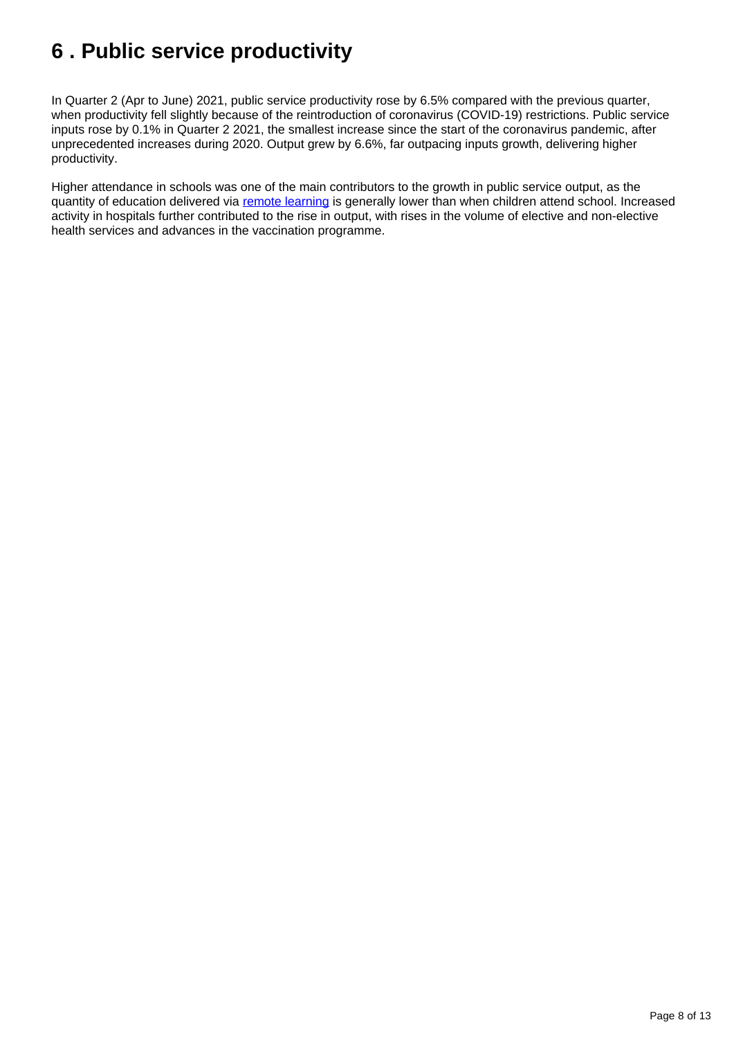# 6 . Public service productivity

In Quarter 2 (Apr to June) 2021, public service productivity rose by 6.5% compared with the previous quarter, when productivity fell slightly because of the reintroduction of coronavirus (COVID-19) restrictions. Public service inputs rose by 0.1% in Quarter 2 2021, the smallest increase since the start of the coronavirus pandemic, after unprecedented increases during 2020. Output grew by 6.6%, far outpacing inputs growth, delivering higher productivity.

Higher attendance in schools was one of the main contributors to the growth in public service output, as the quantity of education delivered via remote learning is generally lower than when children attend school. Increased activity in hospitals further contributed to the rise in output, with rises in the volume of elective and non-elective health services and advances in the vaccination programme.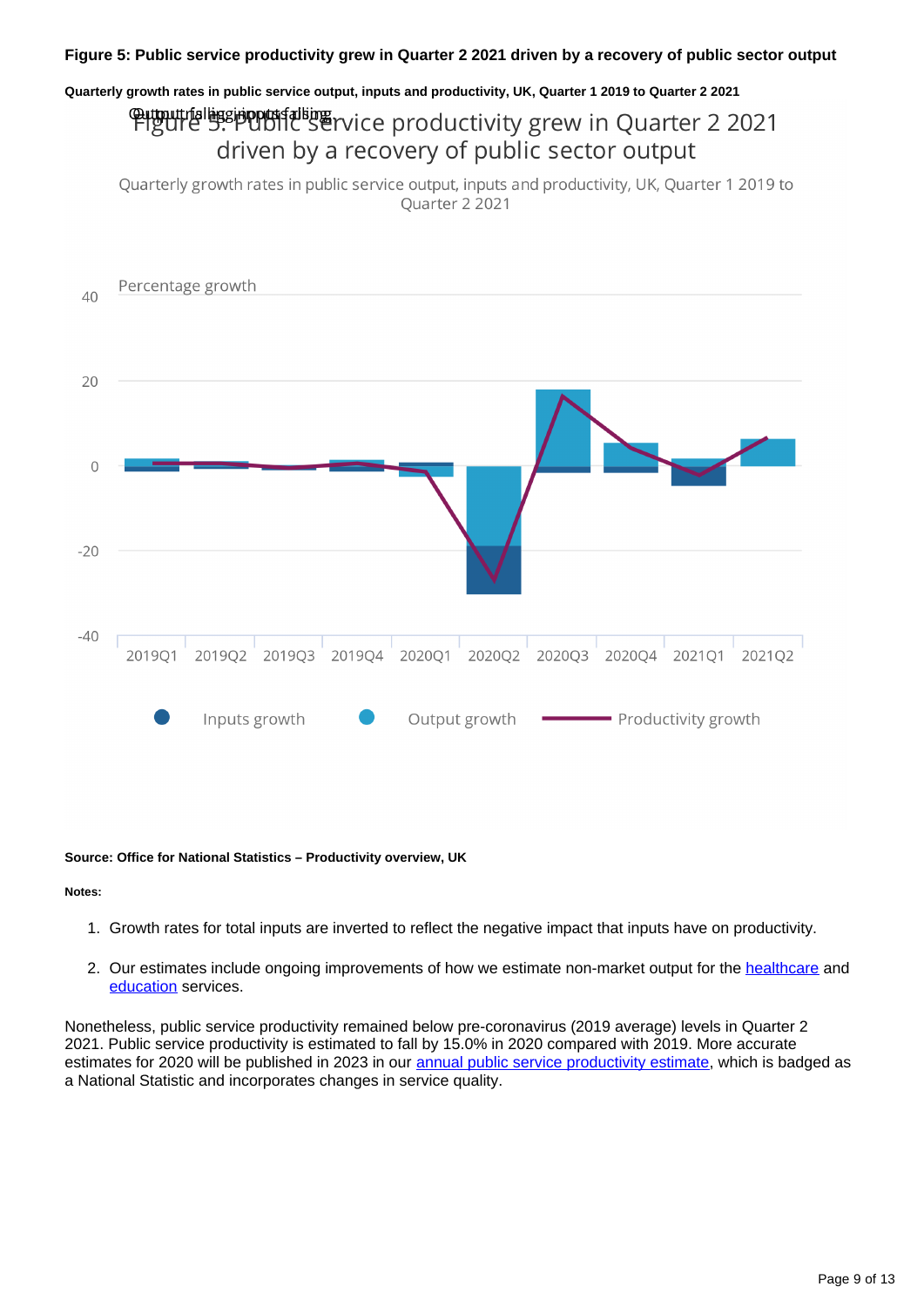**Figure 5: Public service productivity grew in Quarter 2 2021 driven by a recovery of public sector output**

**Quarterly growth rates in public service output, inputs and productivity, UK, Quarter 1 2019 to Quarter 2 2021**

**Source: Office for National Statistics – Productivity overview, UK**

**Notes:**

1. Growth rates for total inputs are inverted to reflect the negative impact that inputs have on productivity.

2. Our estimates include ongoing improvements of how we estimate non-market output for the healthcare and education services.

Nonetheless, public service productivity remained below pre-coronavirus (2019 average) levels in Quarter 2 2021. Public service productivity is estimated to fall by 15.0% in 2020 compared with 2019. More accurate estimates for 2020 will be published in 2023 in our annual public service productivity estimate, which is badged as a National Statistic and incorporates changes in service quality.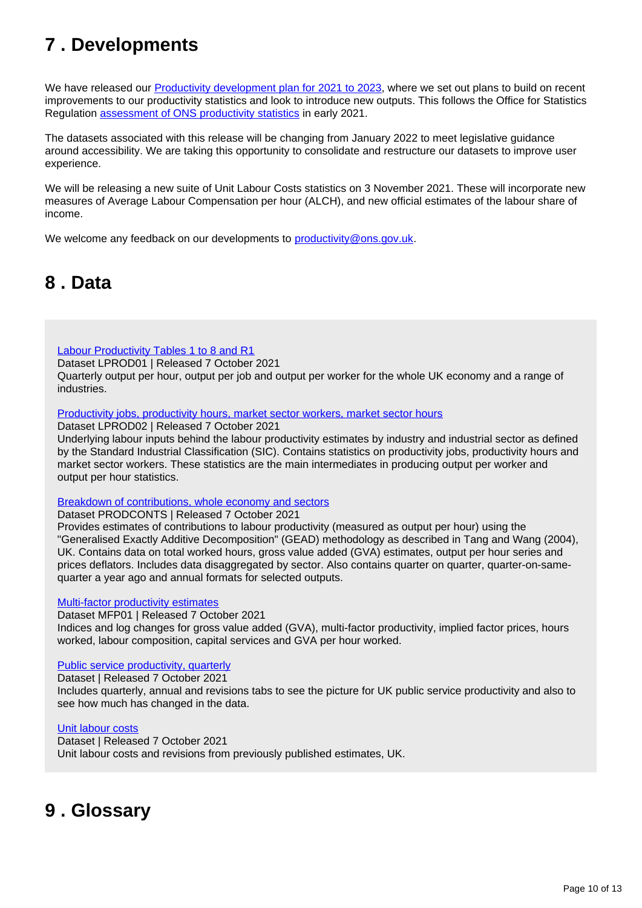## 7 . Developments

We have released our [Productivity development plan for 2021 to 2023](), where we set out plans to build on recent improvements to our productivity statistics and look to introduce new outputs. This follows the Office for Statistics Regulation [assessment of ONS productivity statistics]() in early 2021.

The datasets associated with this release will be changing from January 2022 to meet legislative guidance around accessibility. We are taking this opportunity to consolidate and restructure our datasets to improve user experience.

We will be releasing a new suite of Unit Labour Costs statistics on 3 November 2021. These will incorporate new measures of Average Labour Compensation per hour (ALCH), and new official estimates of the labour share of income.

We welcome any feedback on our developments to [productivity@ons.gov.uk]().

## 8 . Data

[Labour Productivity Tables 1 to 8 and R1]()
Dataset LPROD01 | Released 7 October 2021
Quarterly output per hour, output per job and output per worker for the whole UK economy and a range of industries.

[Productivity jobs, productivity hours, market sector workers, market sector hours]()
Dataset LPROD02 | Released 7 October 2021
Underlying labour inputs behind the labour productivity estimates by industry and industrial sector as defined by the Standard Industrial Classification (SIC). Contains statistics on productivity jobs, productivity hours and market sector workers. These statistics are the main intermediates in producing output per worker and output per hour statistics.

[Breakdown of contributions, whole economy and sectors]()
Dataset PRODCONTS | Released 7 October 2021
Provides estimates of contributions to labour productivity (measured as output per hour) using the "Generalised Exactly Additive Decomposition" (GEAD) methodology as described in Tang and Wang (2004), UK. Contains data on total worked hours, gross value added (GVA) estimates, output per hour series and prices deflators. Includes data disaggregated by sector. Also contains quarter on quarter, quarter-on-same-quarter a year ago and annual formats for selected outputs.

[Multi-factor productivity estimates]()
Dataset MFP01 | Released 7 October 2021
Indices and log changes for gross value added (GVA), multi-factor productivity, implied factor prices, hours worked, labour composition, capital services and GVA per hour worked.

[Public service productivity, quarterly]()
Dataset | Released 7 October 2021
Includes quarterly, annual and revisions tabs to see the picture for UK public service productivity and also to see how much has changed in the data.

[Unit labour costs]()
Dataset | Released 7 October 2021
Unit labour costs and revisions from previously published estimates, UK.

## 9 . Glossary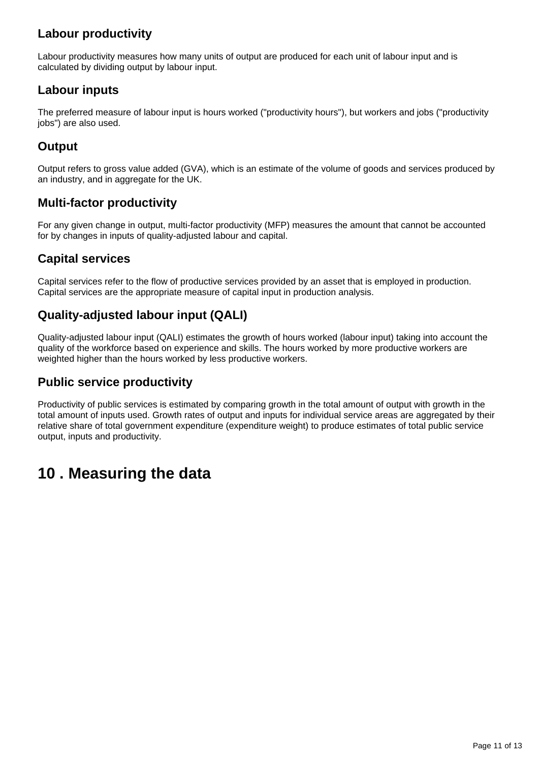### Labour productivity

Labour productivity measures how many units of output are produced for each unit of labour input and is calculated by dividing output by labour input.

### Labour inputs

The preferred measure of labour input is hours worked ("productivity hours"), but workers and jobs ("productivity jobs") are also used.

### Output

Output refers to gross value added (GVA), which is an estimate of the volume of goods and services produced by an industry, and in aggregate for the UK.

### Multi-factor productivity

For any given change in output, multi-factor productivity (MFP) measures the amount that cannot be accounted for by changes in inputs of quality-adjusted labour and capital.

### Capital services

Capital services refer to the flow of productive services provided by an asset that is employed in production. Capital services are the appropriate measure of capital input in production analysis.

### Quality-adjusted labour input (QALI)

Quality-adjusted labour input (QALI) estimates the growth of hours worked (labour input) taking into account the quality of the workforce based on experience and skills. The hours worked by more productive workers are weighted higher than the hours worked by less productive workers.

### Public service productivity

Productivity of public services is estimated by comparing growth in the total amount of output with growth in the total amount of inputs used. Growth rates of output and inputs for individual service areas are aggregated by their relative share of total government expenditure (expenditure weight) to produce estimates of total public service output, inputs and productivity.

## 10 . Measuring the data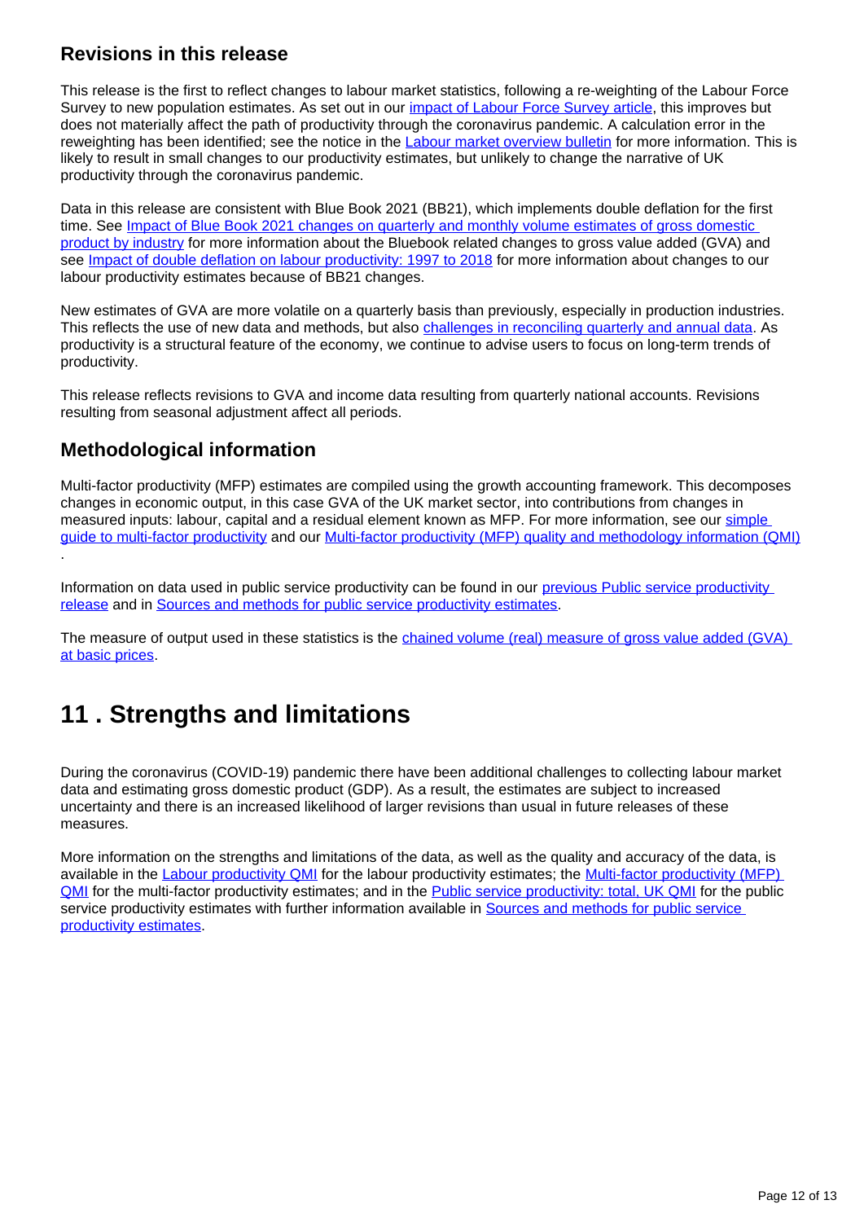### Revisions in this release

This release is the first to reflect changes to labour market statistics, following a re-weighting of the Labour Force Survey to new population estimates. As set out in our impact of Labour Force Survey article, this improves but does not materially affect the path of productivity through the coronavirus pandemic. A calculation error in the reweighting has been identified; see the notice in the Labour market overview bulletin for more information. This is likely to result in small changes to our productivity estimates, but unlikely to change the narrative of UK productivity through the coronavirus pandemic.

Data in this release are consistent with Blue Book 2021 (BB21), which implements double deflation for the first time. See Impact of Blue Book 2021 changes on quarterly and monthly volume estimates of gross domestic product by industry for more information about the Bluebook related changes to gross value added (GVA) and see Impact of double deflation on labour productivity: 1997 to 2018 for more information about changes to our labour productivity estimates because of BB21 changes.

New estimates of GVA are more volatile on a quarterly basis than previously, especially in production industries. This reflects the use of new data and methods, but also challenges in reconciling quarterly and annual data. As productivity is a structural feature of the economy, we continue to advise users to focus on long-term trends of productivity.

This release reflects revisions to GVA and income data resulting from quarterly national accounts. Revisions resulting from seasonal adjustment affect all periods.

### Methodological information

Multi-factor productivity (MFP) estimates are compiled using the growth accounting framework. This decomposes changes in economic output, in this case GVA of the UK market sector, into contributions from changes in measured inputs: labour, capital and a residual element known as MFP. For more information, see our simple guide to multi-factor productivity and our Multi-factor productivity (MFP) quality and methodology information (QMI).

Information on data used in public service productivity can be found in our previous Public service productivity release and in Sources and methods for public service productivity estimates.

The measure of output used in these statistics is the chained volume (real) measure of gross value added (GVA) at basic prices.

## 11 . Strengths and limitations

During the coronavirus (COVID-19) pandemic there have been additional challenges to collecting labour market data and estimating gross domestic product (GDP). As a result, the estimates are subject to increased uncertainty and there is an increased likelihood of larger revisions than usual in future releases of these measures.

More information on the strengths and limitations of the data, as well as the quality and accuracy of the data, is available in the Labour productivity QMI for the labour productivity estimates; the Multi-factor productivity (MFP) QMI for the multi-factor productivity estimates; and in the Public service productivity: total, UK QMI for the public service productivity estimates with further information available in Sources and methods for public service productivity estimates.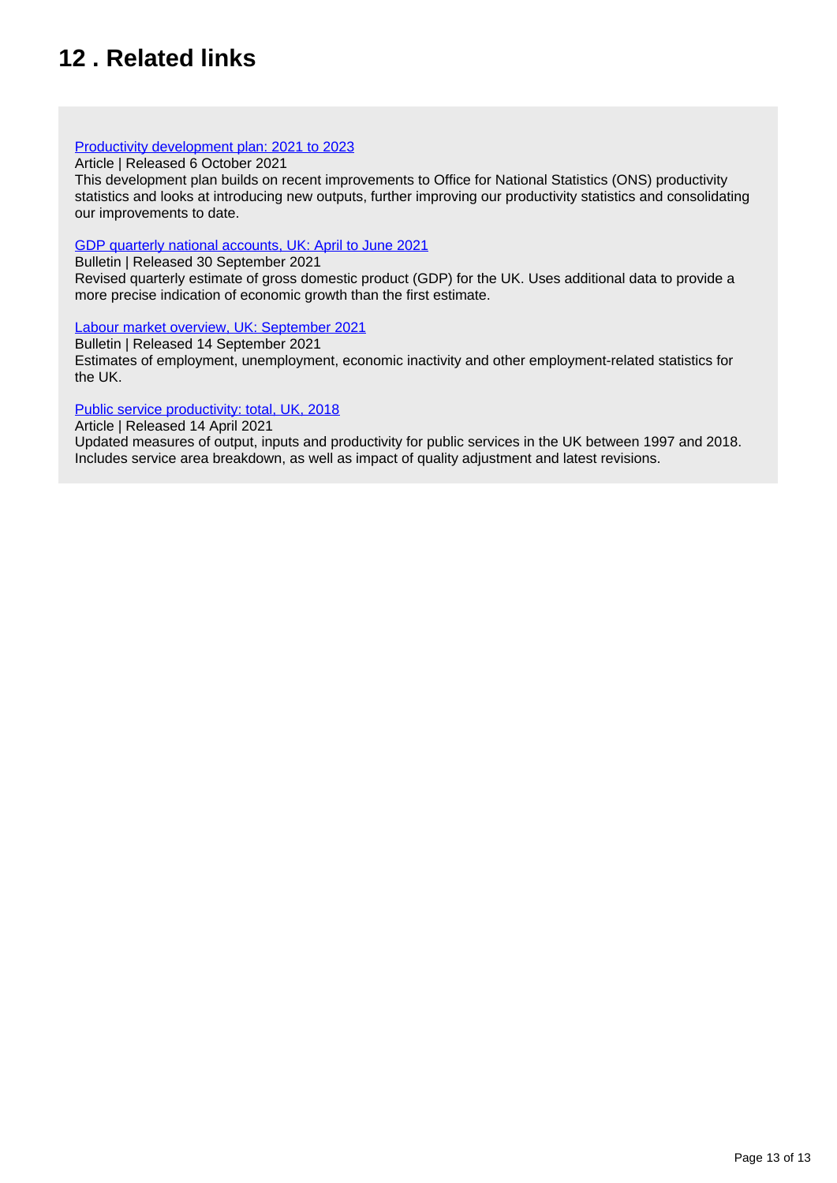## 12 . Related links

[Productivity development plan: 2021 to 2023]
Article | Released 6 October 2021
This development plan builds on recent improvements to Office for National Statistics (ONS) productivity statistics and looks at introducing new outputs, further improving our productivity statistics and consolidating our improvements to date.

[GDP quarterly national accounts, UK: April to June 2021]
Bulletin | Released 30 September 2021
Revised quarterly estimate of gross domestic product (GDP) for the UK. Uses additional data to provide a more precise indication of economic growth than the first estimate.

[Labour market overview, UK: September 2021]
Bulletin | Released 14 September 2021
Estimates of employment, unemployment, economic inactivity and other employment-related statistics for the UK.

[Public service productivity: total, UK, 2018]
Article | Released 14 April 2021
Updated measures of output, inputs and productivity for public services in the UK between 1997 and 2018. Includes service area breakdown, as well as impact of quality adjustment and latest revisions.